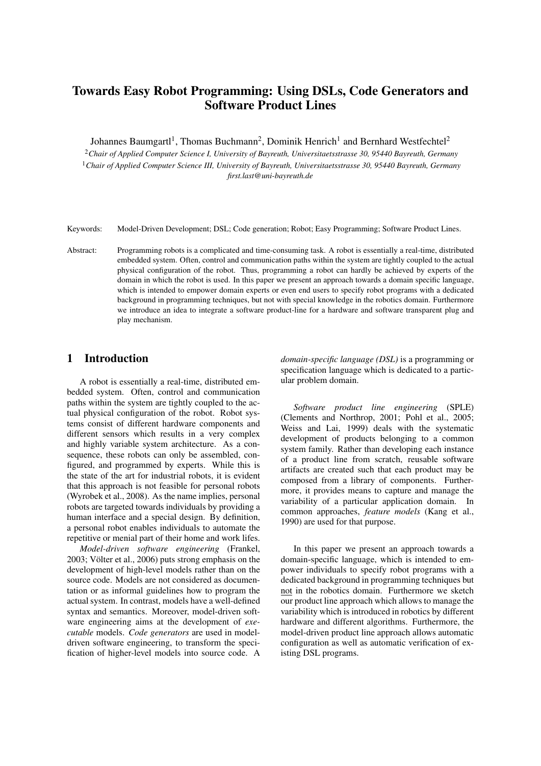# Towards Easy Robot Programming: Using DSLs, Code Generators and Software Product Lines

Johannes Baumgartl[1], Thomas Buchmann[2], Dominik Henrich[1] and Bernhard Westfechtel[2]

[2]*Chair of Applied Computer Science I, University of Bayreuth, Universitaetsstrasse 30, 95440 Bayreuth, Germany*
[1]*Chair of Applied Computer Science III, University of Bayreuth, Universitaetsstrasse 30, 95440 Bayreuth, Germany*
*first.last@uni-bayreuth.de*

Keywords: Model-Driven Development; DSL; Code generation; Robot; Easy Programming; Software Product Lines.

Abstract: Programming robots is a complicated and time-consuming task. A robot is essentially a real-time, distributed embedded system. Often, control and communication paths within the system are tightly coupled to the actual physical configuration of the robot. Thus, programming a robot can hardly be achieved by experts of the domain in which the robot is used. In this paper we present an approach towards a domain specific language, which is intended to empower domain experts or even end users to specify robot programs with a dedicated background in programming techniques, but not with special knowledge in the robotics domain. Furthermore we introduce an idea to integrate a software product-line for a hardware and software transparent plug and play mechanism.

## 1 Introduction

A robot is essentially a real-time, distributed embedded system. Often, control and communication paths within the system are tightly coupled to the actual physical configuration of the robot. Robot systems consist of different hardware components and different sensors which results in a very complex and highly variable system architecture. As a consequence, these robots can only be assembled, configured, and programmed by experts. While this is the state of the art for industrial robots, it is evident that this approach is not feasible for personal robots (Wyrobek et al., 2008). As the name implies, personal robots are targeted towards individuals by providing a human interface and a special design. By definition, a personal robot enables individuals to automate the repetitive or menial part of their home and work lifes.

*Model-driven software engineering* (Frankel, 2003; Völter et al., 2006) puts strong emphasis on the development of high-level models rather than on the source code. Models are not considered as documentation or as informal guidelines how to program the actual system. In contrast, models have a well-defined syntax and semantics. Moreover, model-driven software engineering aims at the development of *executable* models. *Code generators* are used in model-driven software engineering, to transform the specification of higher-level models into source code. A *domain-specific language (DSL)* is a programming or specification language which is dedicated to a particular problem domain.

*Software product line engineering* (SPLE) (Clements and Northrop, 2001; Pohl et al., 2005; Weiss and Lai, 1999) deals with the systematic development of products belonging to a common system family. Rather than developing each instance of a product line from scratch, reusable software artifacts are created such that each product may be composed from a library of components. Furthermore, it provides means to capture and manage the variability of a particular application domain. In common approaches, *feature models* (Kang et al., 1990) are used for that purpose.

In this paper we present an approach towards a domain-specific language, which is intended to empower individuals to specify robot programs with a dedicated background in programming techniques but not in the robotics domain. Furthermore we sketch our product line approach which allows to manage the variability which is introduced in robotics by different hardware and different algorithms. Furthermore, the model-driven product line approach allows automatic configuration as well as automatic verification of existing DSL programs.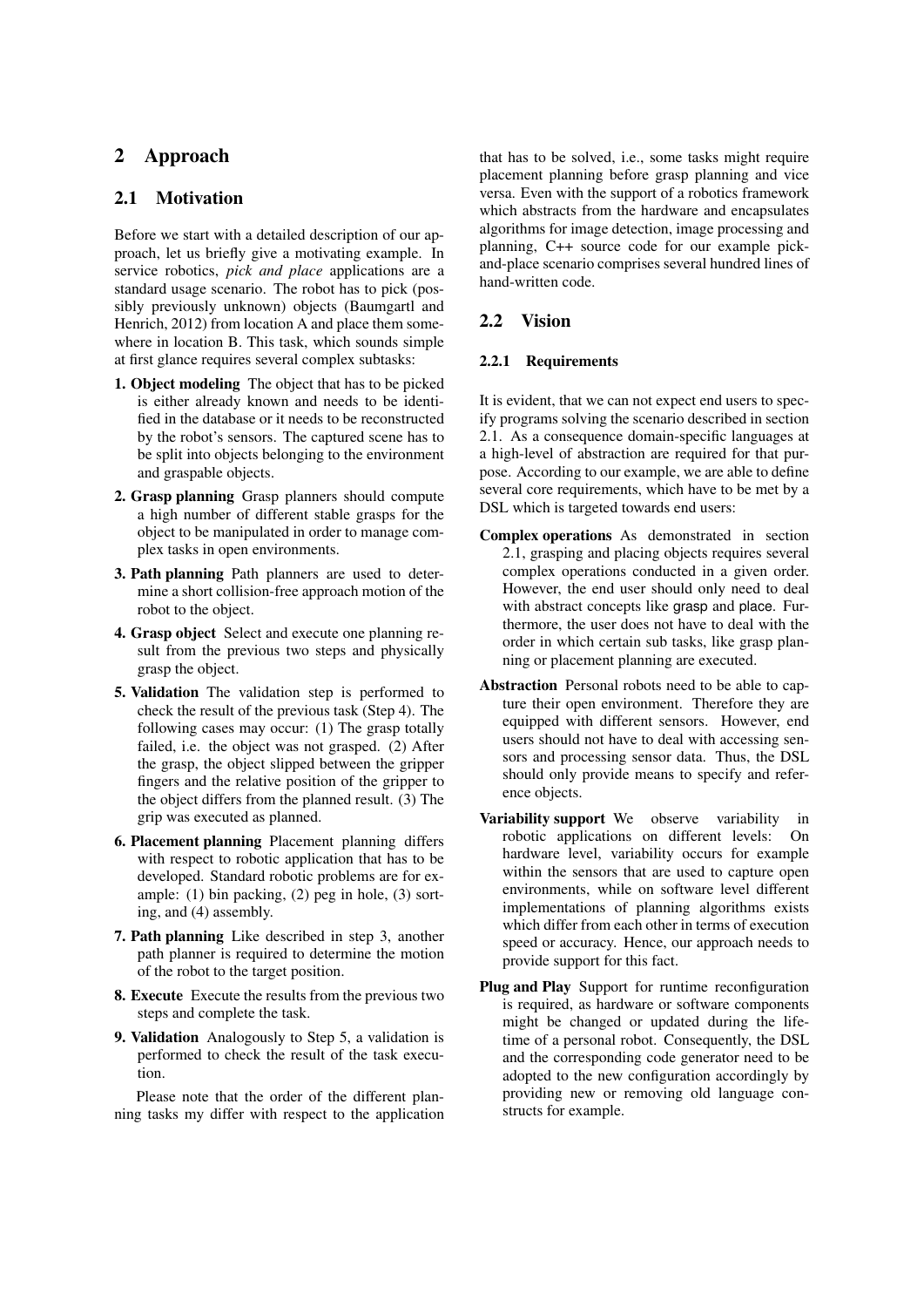## 2 Approach

### 2.1 Motivation

Before we start with a detailed description of our approach, let us briefly give a motivating example. In service robotics, *pick and place* applications are a standard usage scenario. The robot has to pick (possibly previously unknown) objects (Baumgartl and Henrich, 2012) from location A and place them somewhere in location B. This task, which sounds simple at first glance requires several complex subtasks:

1. **Object modeling** The object that has to be picked is either already known and needs to be identified in the database or it needs to be reconstructed by the robot's sensors. The captured scene has to be split into objects belonging to the environment and graspable objects.
2. **Grasp planning** Grasp planners should compute a high number of different stable grasps for the object to be manipulated in order to manage complex tasks in open environments.
3. **Path planning** Path planners are used to determine a short collision-free approach motion of the robot to the object.
4. **Grasp object** Select and execute one planning result from the previous two steps and physically grasp the object.
5. **Validation** The validation step is performed to check the result of the previous task (Step 4). The following cases may occur: (1) The grasp totally failed, i.e. the object was not grasped. (2) After the grasp, the object slipped between the gripper fingers and the relative position of the gripper to the object differs from the planned result. (3) The grip was executed as planned.
6. **Placement planning** Placement planning differs with respect to robotic application that has to be developed. Standard robotic problems are for example: (1) bin packing, (2) peg in hole, (3) sorting, and (4) assembly.
7. **Path planning** Like described in step 3, another path planner is required to determine the motion of the robot to the target position.
8. **Execute** Execute the results from the previous two steps and complete the task.
9. **Validation** Analogously to Step 5, a validation is performed to check the result of the task execution.

Please note that the order of the different planning tasks my differ with respect to the application that has to be solved, i.e., some tasks might require placement planning before grasp planning and vice versa. Even with the support of a robotics framework which abstracts from the hardware and encapsulates algorithms for image detection, image processing and planning, C++ source code for our example pick-and-place scenario comprises several hundred lines of hand-written code.

### 2.2 Vision

#### 2.2.1 Requirements

It is evident, that we can not expect end users to specify programs solving the scenario described in section 2.1. As a consequence domain-specific languages at a high-level of abstraction are required for that purpose. According to our example, we are able to define several core requirements, which have to be met by a DSL which is targeted towards end users:

**Complex operations** As demonstrated in section 2.1, grasping and placing objects requires several complex operations conducted in a given order. However, the end user should only need to deal with abstract concepts like grasp and place. Furthermore, the user does not have to deal with the order in which certain sub tasks, like grasp planning or placement planning are executed.

**Abstraction** Personal robots need to be able to capture their open environment. Therefore they are equipped with different sensors. However, end users should not have to deal with accessing sensors and processing sensor data. Thus, the DSL should only provide means to specify and reference objects.

**Variability support** We observe variability in robotic applications on different levels: On hardware level, variability occurs for example within the sensors that are used to capture open environments, while on software level different implementations of planning algorithms exists which differ from each other in terms of execution speed or accuracy. Hence, our approach needs to provide support for this fact.

**Plug and Play** Support for runtime reconfiguration is required, as hardware or software components might be changed or updated during the lifetime of a personal robot. Consequently, the DSL and the corresponding code generator need to be adopted to the new configuration accordingly by providing new or removing old language constructs for example.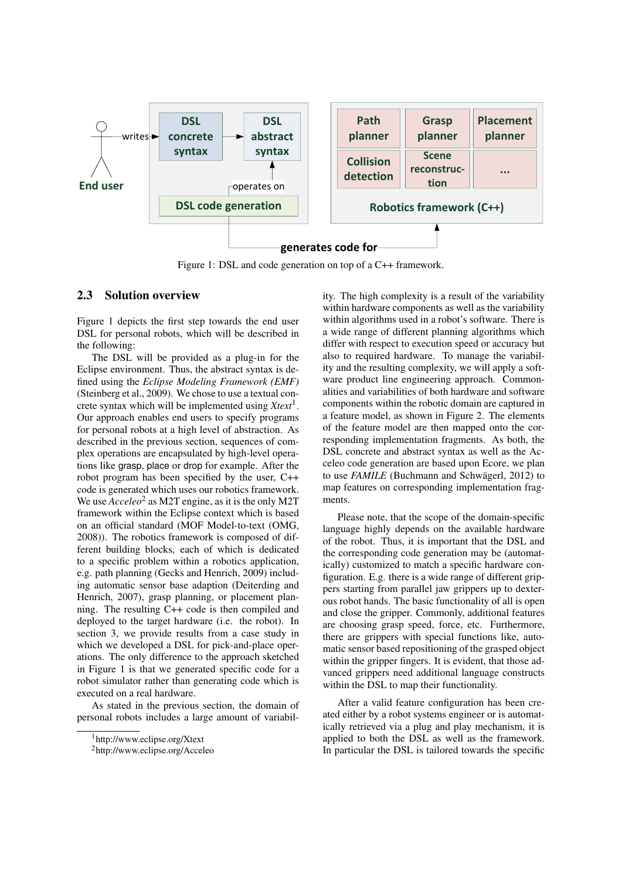Figure 1: DSL and code generation on top of a C++ framework.

### 2.3 Solution overview

Figure 1 depicts the first step towards the end user DSL for personal robots, which will be described in the following:

The DSL will be provided as a plug-in for the Eclipse environment. Thus, the abstract syntax is defined using the *Eclipse Modeling Framework (EMF)* (Steinberg et al., 2009). We chose to use a textual concrete syntax which will be implemented using *Xtext*[1]. Our approach enables end users to specify programs for personal robots at a high level of abstraction. As described in the previous section, sequences of complex operations are encapsulated by high-level operations like grasp, place or drop for example. After the robot program has been specified by the user, C++ code is generated which uses our robotics framework. We use *Acceleo*[2] as M2T engine, as it is the only M2T framework within the Eclipse context which is based on an official standard (MOF Model-to-text (OMG, 2008)). The robotics framework is composed of different building blocks, each of which is dedicated to a specific problem within a robotics application, e.g. path planning (Gecks and Henrich, 2009) including automatic sensor base adaption (Deiterding and Henrich, 2007), grasp planning, or placement planning. The resulting C++ code is then compiled and deployed to the target hardware (i.e. the robot). In section 3, we provide results from a case study in which we developed a DSL for pick-and-place operations. The only difference to the approach sketched in Figure 1 is that we generated specific code for a robot simulator rather than generating code which is executed on a real hardware.

As stated in the previous section, the domain of personal robots includes a large amount of variability. The high complexity is a result of the variability within hardware components as well as the variability within algorithms used in a robot's software. There is a wide range of different planning algorithms which differ with respect to execution speed or accuracy but also to required hardware. To manage the variability and the resulting complexity, we will apply a software product line engineering approach. Commonalities and variabilities of both hardware and software components within the robotic domain are captured in a feature model, as shown in Figure 2. The elements of the feature model are then mapped onto the corresponding implementation fragments. As both, the DSL concrete and abstract syntax as well as the Acceleo code generation are based upon Ecore, we plan to use *FAMILE* (Buchmann and Schwägerl, 2012) to map features on corresponding implementation fragments.

Please note, that the scope of the domain-specific language highly depends on the available hardware of the robot. Thus, it is important that the DSL and the corresponding code generation may be (automatically) customized to match a specific hardware configuration. E.g. there is a wide range of different grippers starting from parallel jaw grippers up to dexterous robot hands. The basic functionality of all is open and close the gripper. Commonly, additional features are choosing grasp speed, force, etc. Furthermore, there are grippers with special functions like, automatic sensor based repositioning of the grasped object within the gripper fingers. It is evident, that those advanced grippers need additional language constructs within the DSL to map their functionality.

After a valid feature configuration has been created either by a robot systems engineer or is automatically retrieved via a plug and play mechanism, it is applied to both the DSL as well as the framework. In particular the DSL is tailored towards the specific

[1] http://www.eclipse.org/Xtext

[2] http://www.eclipse.org/Acceleo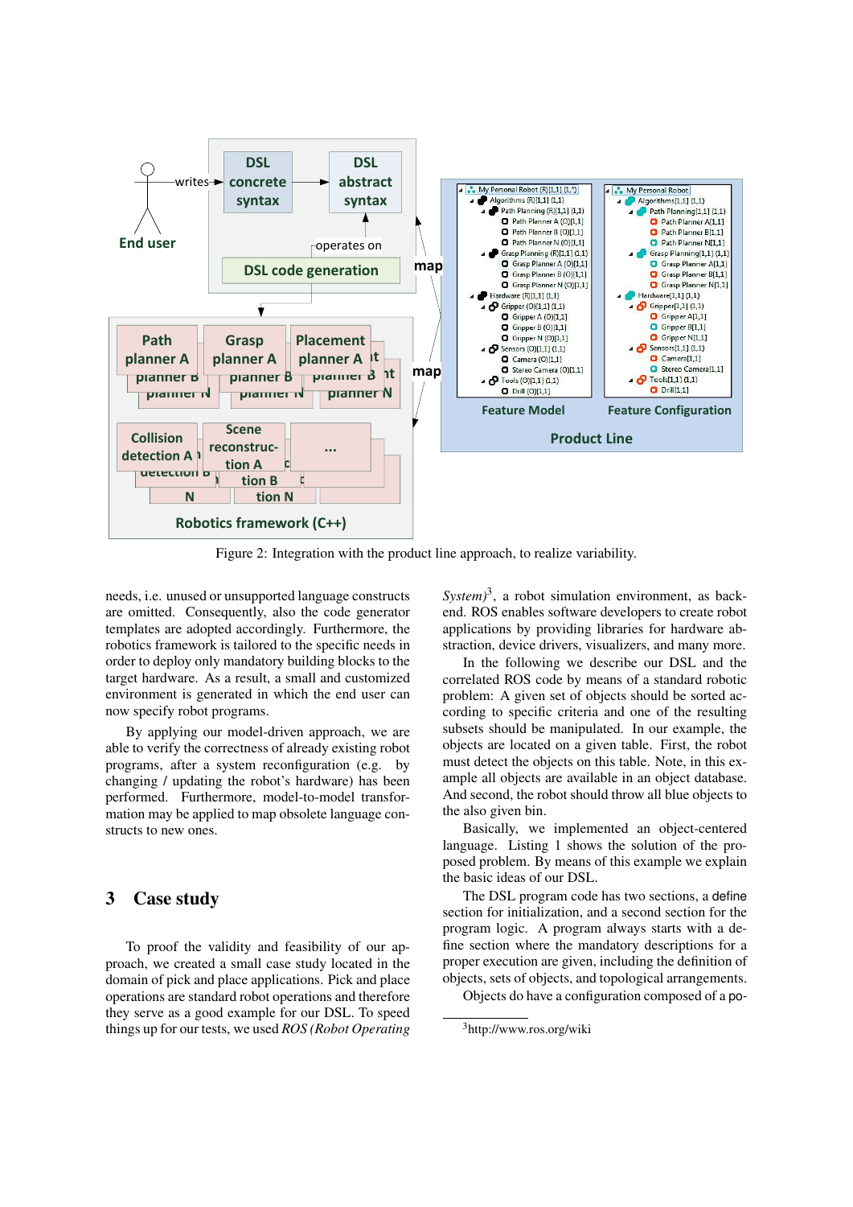Figure 2: Integration with the product line approach, to realize variability.

needs, i.e. unused or unsupported language constructs are omitted. Consequently, also the code generator templates are adopted accordingly. Furthermore, the robotics framework is tailored to the specific needs in order to deploy only mandatory building blocks to the target hardware. As a result, a small and customized environment is generated in which the end user can now specify robot programs.

By applying our model-driven approach, we are able to verify the correctness of already existing robot programs, after a system reconfiguration (e.g. by changing / updating the robot's hardware) has been performed. Furthermore, model-to-model transformation may be applied to map obsolete language constructs to new ones.

## 3 Case study

To proof the validity and feasibility of our approach, we created a small case study located in the domain of pick and place applications. Pick and place operations are standard robot operations and therefore they serve as a good example for our DSL. To speed things up for our tests, we used *ROS (Robot Operating System)*[3], a robot simulation environment, as backend. ROS enables software developers to create robot applications by providing libraries for hardware abstraction, device drivers, visualizers, and many more.

In the following we describe our DSL and the correlated ROS code by means of a standard robotic problem: A given set of objects should be sorted according to specific criteria and one of the resulting subsets should be manipulated. In our example, the objects are located on a given table. First, the robot must detect the objects on this table. Note, in this example all objects are available in an object database. And second, the robot should throw all blue objects to the also given bin.

Basically, we implemented an object-centered language. Listing 1 shows the solution of the proposed problem. By means of this example we explain the basic ideas of our DSL.

The DSL program code has two sections, a define section for initialization, and a second section for the program logic. A program always starts with a define section where the mandatory descriptions for a proper execution are given, including the definition of objects, sets of objects, and topological arrangements.

Objects do have a configuration composed of a po-

[3]http://www.ros.org/wiki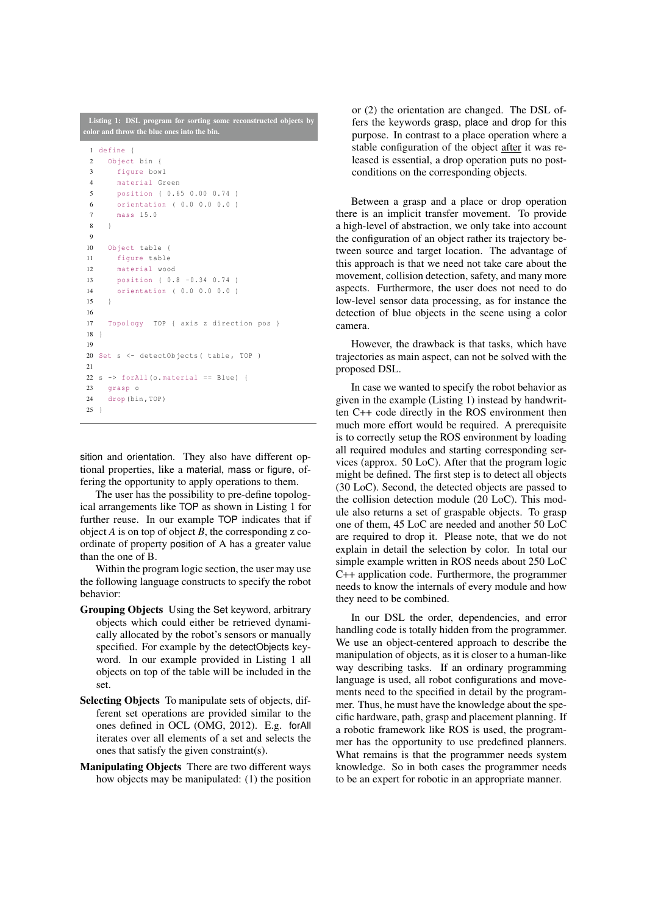Listing 1: DSL program for sorting some reconstructed objects by color and throw the blue ones into the bin.

```
1  define {
2    Object bin {
3      figure bowl
4      material Green
5      position ( 0.65 0.00 0.74 )
6      orientation ( 0.0 0.0 0.0 )
7      mass 15.0
8    }
9
10   Object table {
11     figure table
12     material wood
13     position ( 0.8 -0.34 0.74 )
14     orientation ( 0.0 0.0 0.0 )
15   }
16
17   Topology  TOP { axis z direction pos }
18 }
19
20 Set s <- detectObjects( table, TOP )
21
22 s -> forAll(o.material == Blue) {
23   grasp o
24   drop(bin,TOP)
25 }
```

sition and orientation. They also have different optional properties, like a material, mass or figure, offering the opportunity to apply operations to them.

The user has the possibility to pre-define topological arrangements like TOP as shown in Listing 1 for further reuse. In our example TOP indicates that if object $A$ is on top of object $B$, the corresponding z coordinate of property position of A has a greater value than the one of B.

Within the program logic section, the user may use the following language constructs to specify the robot behavior:

**Grouping Objects** Using the Set keyword, arbitrary objects which could either be retrieved dynamically allocated by the robot's sensors or manually specified. For example by the detectObjects keyword. In our example provided in Listing 1 all objects on top of the table will be included in the set.

**Selecting Objects** To manipulate sets of objects, different set operations are provided similar to the ones defined in OCL (OMG, 2012). E.g. forAll iterates over all elements of a set and selects the ones that satisfy the given constraint(s).

**Manipulating Objects** There are two different ways how objects may be manipulated: (1) the position or (2) the orientation are changed. The DSL offers the keywords grasp, place and drop for this purpose. In contrast to a place operation where a stable configuration of the object after it was released is essential, a drop operation puts no post-conditions on the corresponding objects.

Between a grasp and a place or drop operation there is an implicit transfer movement. To provide a high-level of abstraction, we only take into account the configuration of an object rather its trajectory between source and target location. The advantage of this approach is that we need not take care about the movement, collision detection, safety, and many more aspects. Furthermore, the user does not need to do low-level sensor data processing, as for instance the detection of blue objects in the scene using a color camera.

However, the drawback is that tasks, which have trajectories as main aspect, can not be solved with the proposed DSL.

In case we wanted to specify the robot behavior as given in the example (Listing 1) instead by handwritten C++ code directly in the ROS environment then much more effort would be required. A prerequisite is to correctly setup the ROS environment by loading all required modules and starting corresponding services (approx. 50 LoC). After that the program logic might be defined. The first step is to detect all objects (30 LoC). Second, the detected objects are passed to the collision detection module (20 LoC). This module also returns a set of graspable objects. To grasp one of them, 45 LoC are needed and another 50 LoC are required to drop it. Please note, that we do not explain in detail the selection by color. In total our simple example written in ROS needs about 250 LoC C++ application code. Furthermore, the programmer needs to know the internals of every module and how they need to be combined.

In our DSL the order, dependencies, and error handling code is totally hidden from the programmer. We use an object-centered approach to describe the manipulation of objects, as it is closer to a human-like way describing tasks. If an ordinary programming language is used, all robot configurations and movements need to the specified in detail by the programmer. Thus, he must have the knowledge about the specific hardware, path, grasp and placement planning. If a robotic framework like ROS is used, the programmer has the opportunity to use predefined planners. What remains is that the programmer needs system knowledge. So in both cases the programmer needs to be an expert for robotic in an appropriate manner.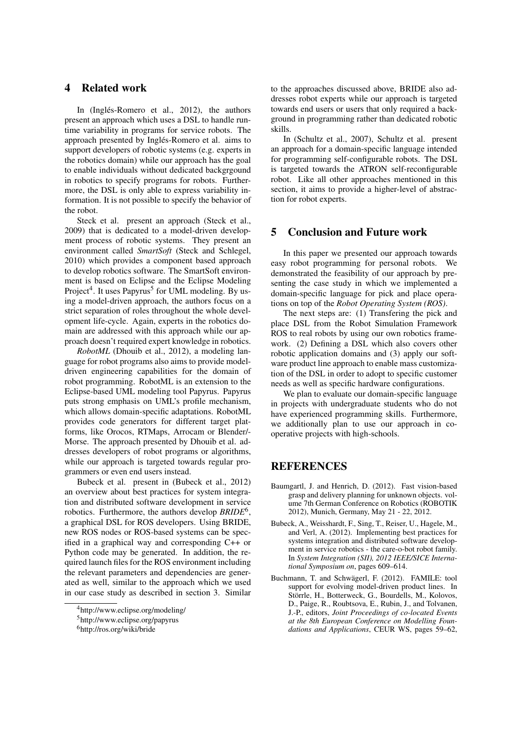## 4 Related work

In (Inglés-Romero et al., 2012), the authors present an approach which uses a DSL to handle runtime variability in programs for service robots. The approach presented by Inglés-Romero et al. aims to support developers of robotic systems (e.g. experts in the robotics domain) while our approach has the goal to enable individuals without dedicated backgrgound in robotics to specify programs for robots. Furthermore, the DSL is only able to express variability information. It is not possible to specify the behavior of the robot.

Steck et al. present an approach (Steck et al., 2009) that is dedicated to a model-driven development process of robotic systems. They present an environment called *SmartSoft* (Steck and Schlegel, 2010) which provides a component based approach to develop robotics software. The SmartSoft environment is based on Eclipse and the Eclipse Modeling Project[4]. It uses Papyrus[5] for UML modeling. By using a model-driven approach, the authors focus on a strict separation of roles throughout the whole development life-cycle. Again, experts in the robotics domain are addressed with this approach while our approach doesn't required expert knowledge in robotics.

*RobotML* (Dhouib et al., 2012), a modeling language for robot programs also aims to provide model-driven engineering capabilities for the domain of robot programming. RobotML is an extension to the Eclipse-based UML modeling tool Papyrus. Papyrus puts strong emphasis on UML's profile mechanism, which allows domain-specific adaptations. RobotML provides code generators for different target platforms, like Orocos, RTMaps, Arrocam or Blender/-Morse. The approach presented by Dhouib et al. addresses developers of robot programs or algorithms, while our approach is targeted towards regular programmers or even end users instead.

Bubeck et al. present in (Bubeck et al., 2012) an overview about best practices for system integration and distributed software development in service robotics. Furthermore, the authors develop *BRIDE*[6], a graphical DSL for ROS developers. Using BRIDE, new ROS nodes or ROS-based systems can be specified in a graphical way and corresponding C++ or Python code may be generated. In addition, the required launch files for the ROS environment including the relevant parameters and dependencies are generated as well, similar to the approach which we used in our case study as described in section 3. Similar to the approaches discussed above, BRIDE also addresses robot experts while our approach is targeted towards end users or users that only required a background in programming rather than dedicated robotic skills.

In (Schultz et al., 2007), Schultz et al. present an approach for a domain-specific language intended for programming self-configurable robots. The DSL is targeted towards the ATRON self-reconfigurable robot. Like all other approaches mentioned in this section, it aims to provide a higher-level of abstraction for robot experts.

[4] http://www.eclipse.org/modeling/

[5] http://www.eclipse.org/papyrus

[6] http://ros.org/wiki/bride

## 5 Conclusion and Future work

In this paper we presented our approach towards easy robot programming for personal robots. We demonstrated the feasibility of our approach by presenting the case study in which we implemented a domain-specific language for pick and place operations on top of the *Robot Operating System (ROS)*.

The next steps are: (1) Transfering the pick and place DSL from the Robot Simulation Framework ROS to real robots by using our own robotics framework. (2) Defining a DSL which also covers other robotic application domains and (3) apply our software product line approach to enable mass customization of the DSL in order to adopt to specific customer needs as well as specific hardware configurations.

We plan to evaluate our domain-specific language in projects with undergraduate students who do not have experienced programming skills. Furthermore, we additionally plan to use our approach in cooperative projects with high-schools.

## REFERENCES

Baumgartl, J. and Henrich, D. (2012). Fast vision-based grasp and delivery planning for unknown objects. volume 7th German Conference on Robotics (ROBOTIK 2012), Munich, Germany, May 21 - 22, 2012.

Bubeck, A., Weisshardt, F., Sing, T., Reiser, U., Hagele, M., and Verl, A. (2012). Implementing best practices for systems integration and distributed software development in service robotics - the care-o-bot robot family. In *System Integration (SII), 2012 IEEE/SICE International Symposium on*, pages 609–614.

Buchmann, T. and Schwägerl, F. (2012). FAMILE: tool support for evolving model-driven product lines. In Störrle, H., Botterweck, G., Bourdells, M., Kolovos, D., Paige, R., Roubtsova, E., Rubin, J., and Tolvanen, J.-P., editors, *Joint Proceedings of co-located Events at the 8th European Conference on Modelling Foundations and Applications*, CEUR WS, pages 59–62,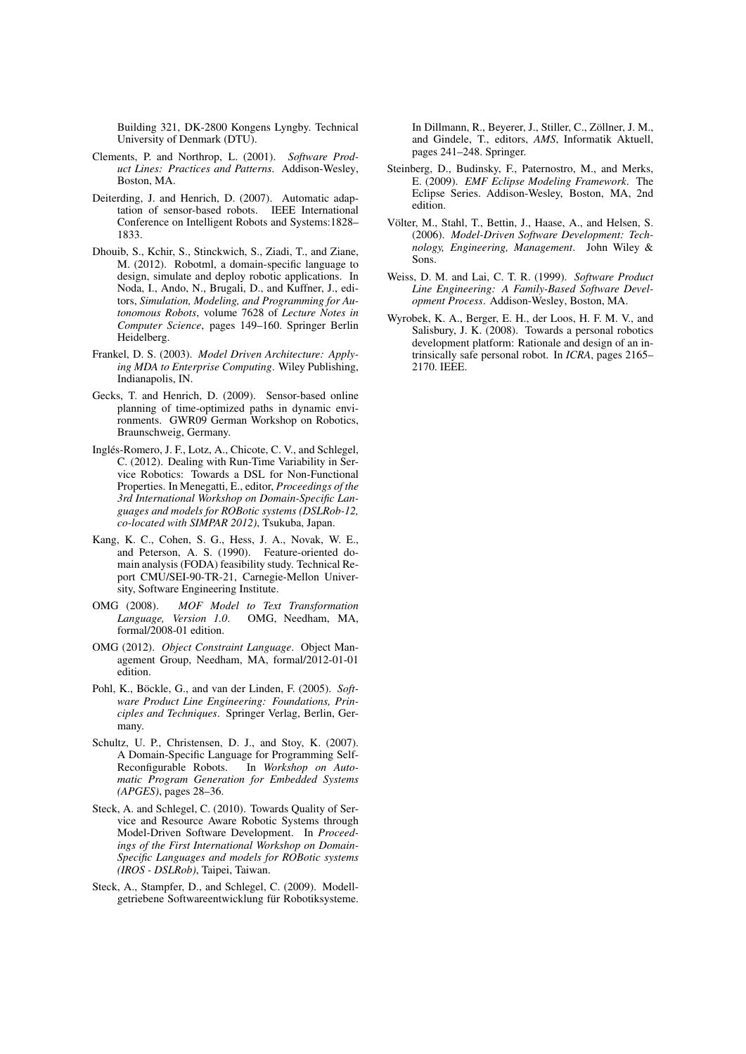Building 321, DK-2800 Kongens Lyngby. Technical University of Denmark (DTU).

Clements, P. and Northrop, L. (2001). *Software Product Lines: Practices and Patterns*. Addison-Wesley, Boston, MA.

Deiterding, J. and Henrich, D. (2007). Automatic adaptation of sensor-based robots. IEEE International Conference on Intelligent Robots and Systems:1828–1833.

Dhouib, S., Kchir, S., Stinckwich, S., Ziadi, T., and Ziane, M. (2012). Robotml, a domain-specific language to design, simulate and deploy robotic applications. In Noda, I., Ando, N., Brugali, D., and Kuffner, J., editors, *Simulation, Modeling, and Programming for Autonomous Robots*, volume 7628 of *Lecture Notes in Computer Science*, pages 149–160. Springer Berlin Heidelberg.

Frankel, D. S. (2003). *Model Driven Architecture: Applying MDA to Enterprise Computing*. Wiley Publishing, Indianapolis, IN.

Gecks, T. and Henrich, D. (2009). Sensor-based online planning of time-optimized paths in dynamic environments. GWR09 German Workshop on Robotics, Braunschweig, Germany.

Inglés-Romero, J. F., Lotz, A., Chicote, C. V., and Schlegel, C. (2012). Dealing with Run-Time Variability in Service Robotics: Towards a DSL for Non-Functional Properties. In Menegatti, E., editor, *Proceedings of the 3rd International Workshop on Domain-Specific Languages and models for ROBotic systems (DSLRob-12, co-located with SIMPAR 2012)*, Tsukuba, Japan.

Kang, K. C., Cohen, S. G., Hess, J. A., Novak, W. E., and Peterson, A. S. (1990). Feature-oriented domain analysis (FODA) feasibility study. Technical Report CMU/SEI-90-TR-21, Carnegie-Mellon University, Software Engineering Institute.

OMG (2008). *MOF Model to Text Transformation Language, Version 1.0*. OMG, Needham, MA, formal/2008-01 edition.

OMG (2012). *Object Constraint Language*. Object Management Group, Needham, MA, formal/2012-01-01 edition.

Pohl, K., Böckle, G., and van der Linden, F. (2005). *Software Product Line Engineering: Foundations, Principles and Techniques*. Springer Verlag, Berlin, Germany.

Schultz, U. P., Christensen, D. J., and Stoy, K. (2007). A Domain-Specific Language for Programming Self-Reconfigurable Robots. In *Workshop on Automatic Program Generation for Embedded Systems (APGES)*, pages 28–36.

Steck, A. and Schlegel, C. (2010). Towards Quality of Service and Resource Aware Robotic Systems through Model-Driven Software Development. In *Proceedings of the First International Workshop on Domain-Specific Languages and models for ROBotic systems (IROS - DSLRob)*, Taipei, Taiwan.

Steck, A., Stampfer, D., and Schlegel, C. (2009). Modellgetriebene Softwareentwicklung für Robotiksysteme. In Dillmann, R., Beyerer, J., Stiller, C., Zöllner, J. M., and Gindele, T., editors, *AMS*, Informatik Aktuell, pages 241–248. Springer.

Steinberg, D., Budinsky, F., Paternostro, M., and Merks, E. (2009). *EMF Eclipse Modeling Framework*. The Eclipse Series. Addison-Wesley, Boston, MA, 2nd edition.

Völter, M., Stahl, T., Bettin, J., Haase, A., and Helsen, S. (2006). *Model-Driven Software Development: Technology, Engineering, Management*. John Wiley & Sons.

Weiss, D. M. and Lai, C. T. R. (1999). *Software Product Line Engineering: A Family-Based Software Development Process*. Addison-Wesley, Boston, MA.

Wyrobek, K. A., Berger, E. H., der Loos, H. F. M. V., and Salisbury, J. K. (2008). Towards a personal robotics development platform: Rationale and design of an intrinsically safe personal robot. In *ICRA*, pages 2165–2170. IEEE.